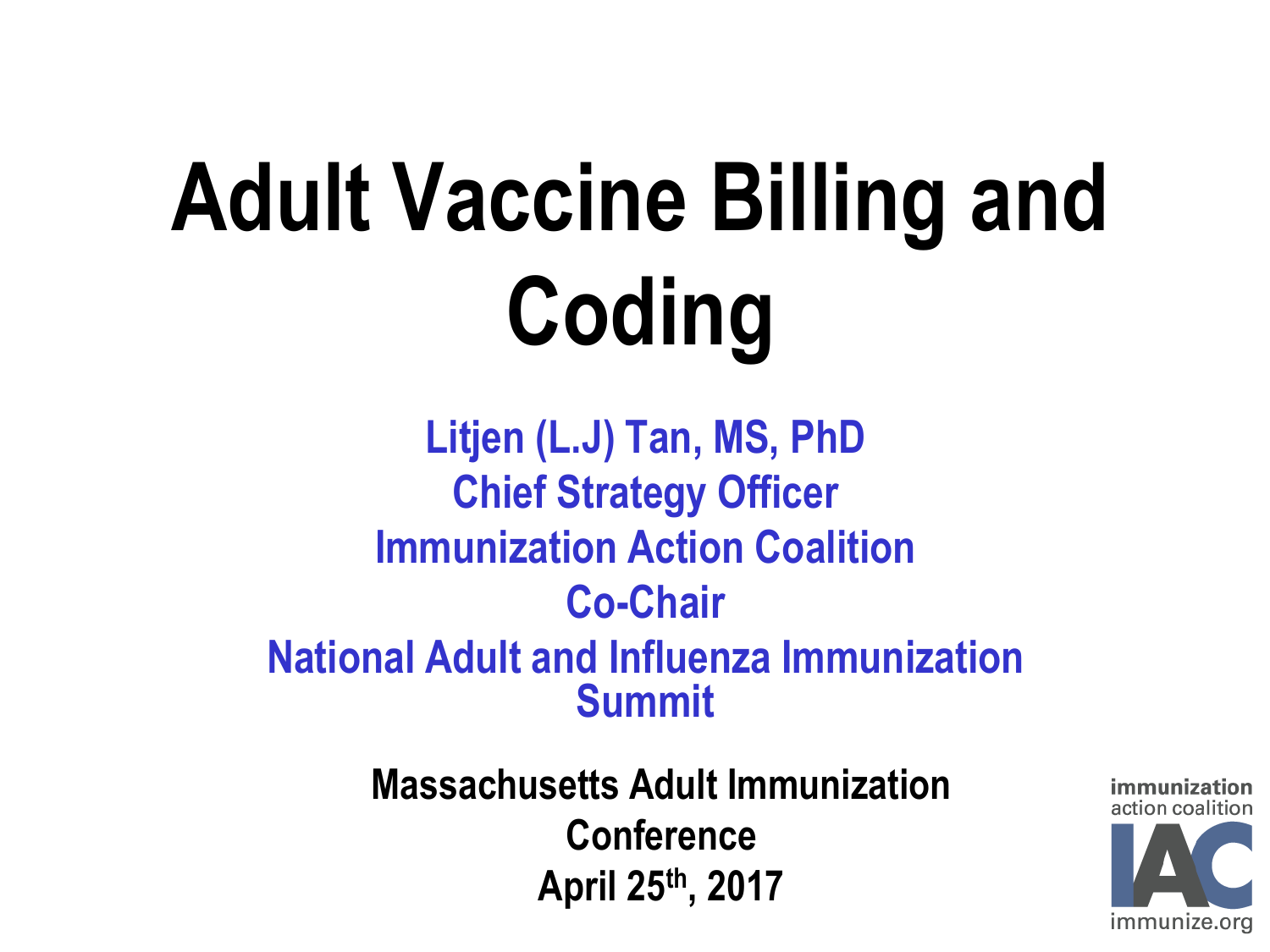# Adult Vaccine Billing and Coding

**Litjen (L.J) Tan, MS, PhD**
**Chief Strategy Officer**
**Immunization Action Coalition**
**Co-Chair**
**National Adult and Influenza Immunization Summit**

**Massachusetts Adult Immunization Conference**
**April 25th, 2017**

immunization action coalition
IAC
immunize.org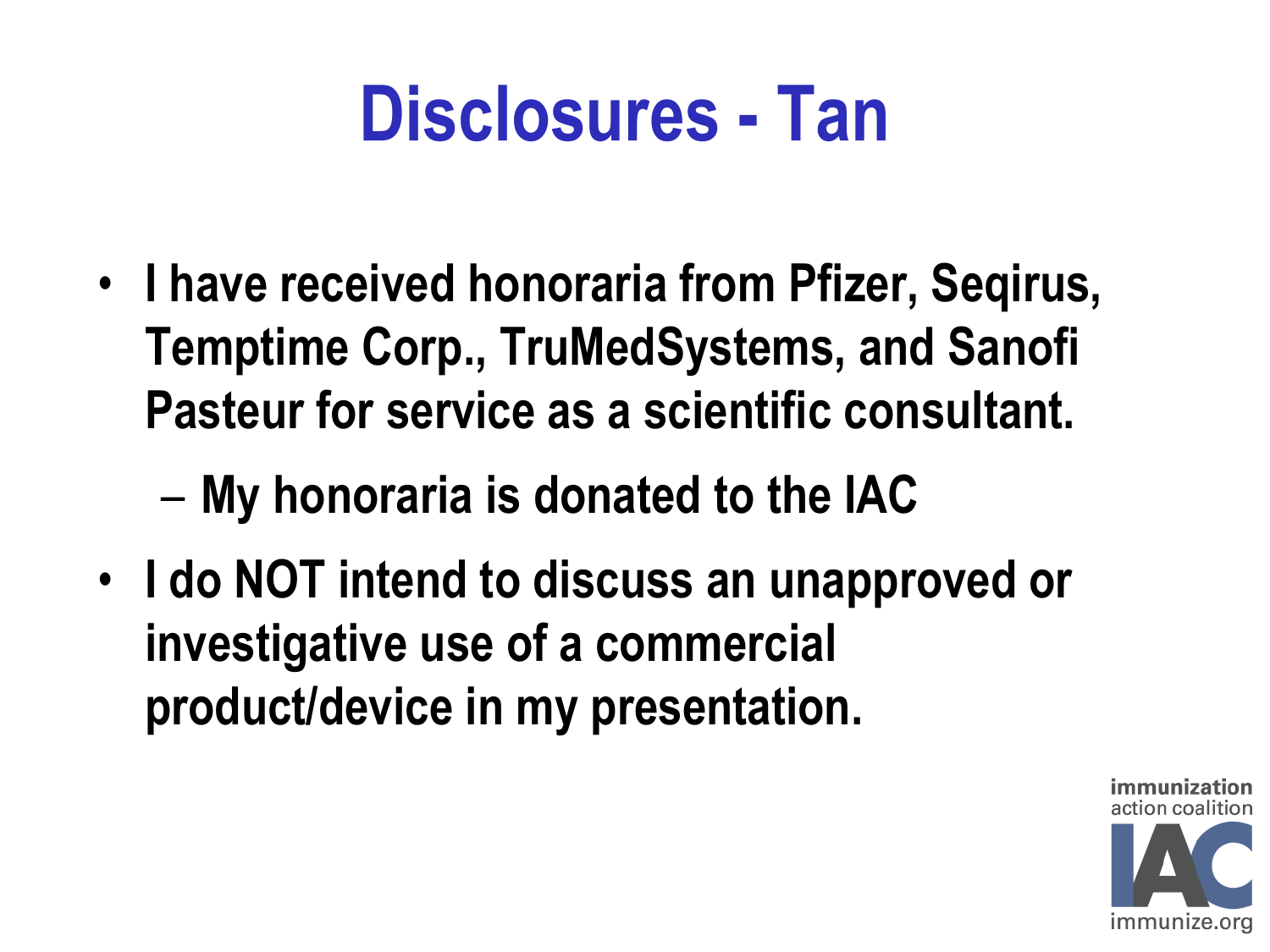# Disclosures - Tan

- I have received honoraria from Pfizer, Seqirus, Temptime Corp., TruMedSystems, and Sanofi Pasteur for service as a scientific consultant.
  - My honoraria is donated to the IAC
- I do NOT intend to discuss an unapproved or investigative use of a commercial product/device in my presentation.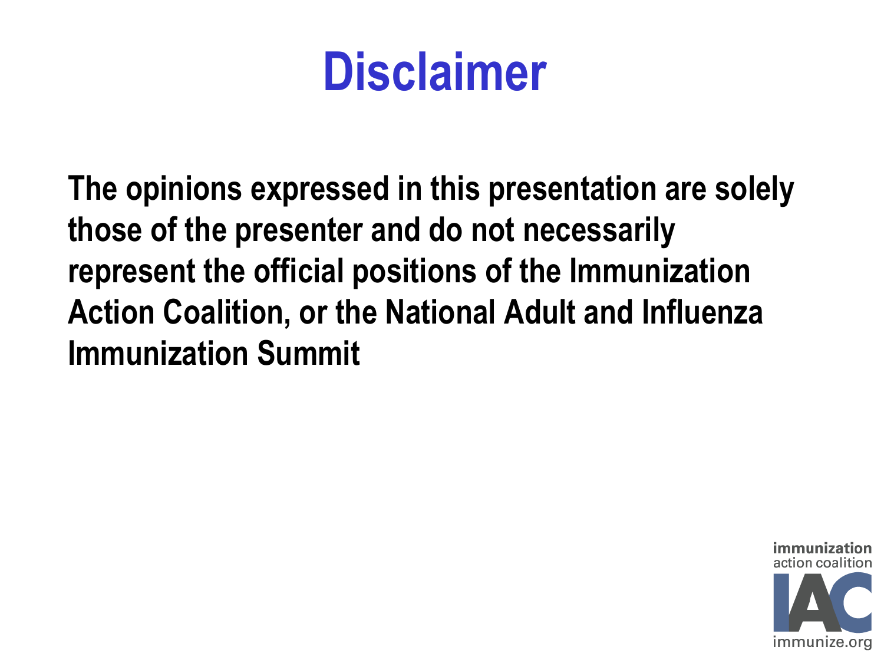# Disclaimer

**The opinions expressed in this presentation are solely those of the presenter and do not necessarily represent the official positions of the Immunization Action Coalition, or the National Adult and Influenza Immunization Summit**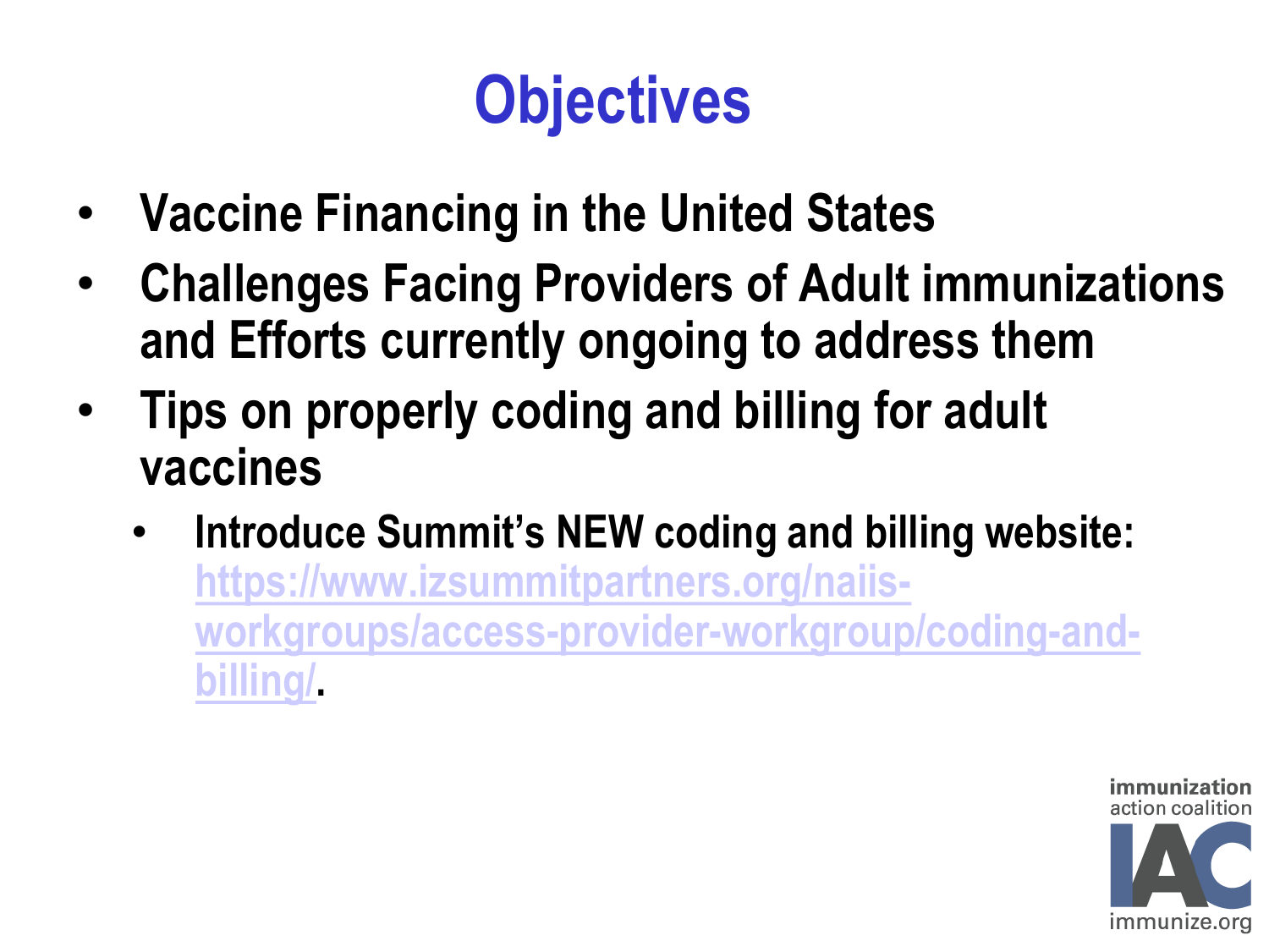# Objectives

- **Vaccine Financing in the United States**
- **Challenges Facing Providers of Adult immunizations and Efforts currently ongoing to address them**
- **Tips on properly coding and billing for adult vaccines**
  - **Introduce Summit's NEW coding and billing website: https://www.izsummitpartners.org/naiis-workgroups/access-provider-workgroup/coding-and-billing/.**

immunization action coalition IAC immunize.org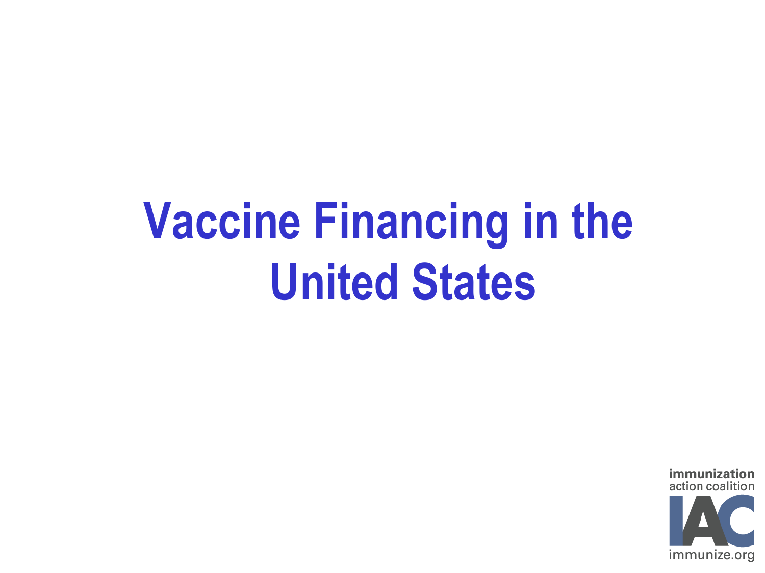# Vaccine Financing in the United States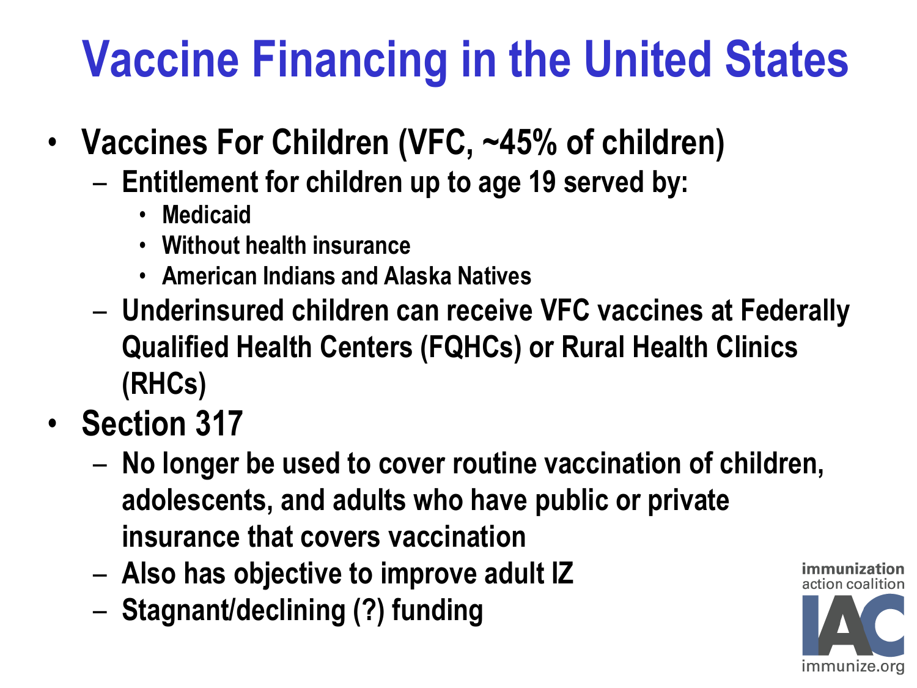# Vaccine Financing in the United States

- **Vaccines For Children (VFC, ~45% of children)**
  - **Entitlement for children up to age 19 served by:**
    - **Medicaid**
    - **Without health insurance**
    - **American Indians and Alaska Natives**
  - **Underinsured children can receive VFC vaccines at Federally Qualified Health Centers (FQHCs) or Rural Health Clinics (RHCs)**
- **Section 317**
  - **No longer be used to cover routine vaccination of children, adolescents, and adults who have public or private insurance that covers vaccination**
  - **Also has objective to improve adult IZ**
  - **Stagnant/declining (?) funding**

immunization action coalition
IAC
immunize.org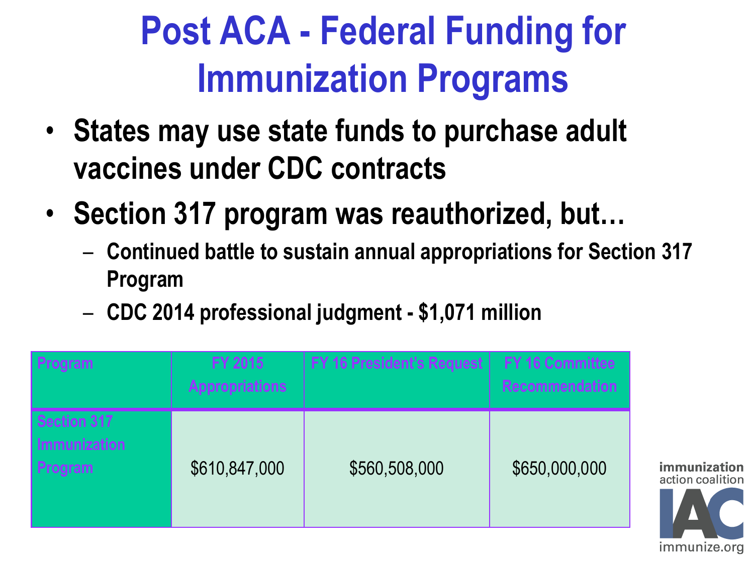# Post ACA - Federal Funding for Immunization Programs

- **States may use state funds to purchase adult vaccines under CDC contracts**
- **Section 317 program was reauthorized, but…**
  - **Continued battle to sustain annual appropriations for Section 317 Program**
  - **CDC 2014 professional judgment - $1,071 million**

| Program | FY 2015 Appropriations | FY 16 President's Request | FY 16 Committee Recommendation |
|---|---|---|---|
| Section 317 Immunization Program | $610,847,000 | $560,508,000 | $650,000,000 |

immunization action coalition
IAC
immunize.org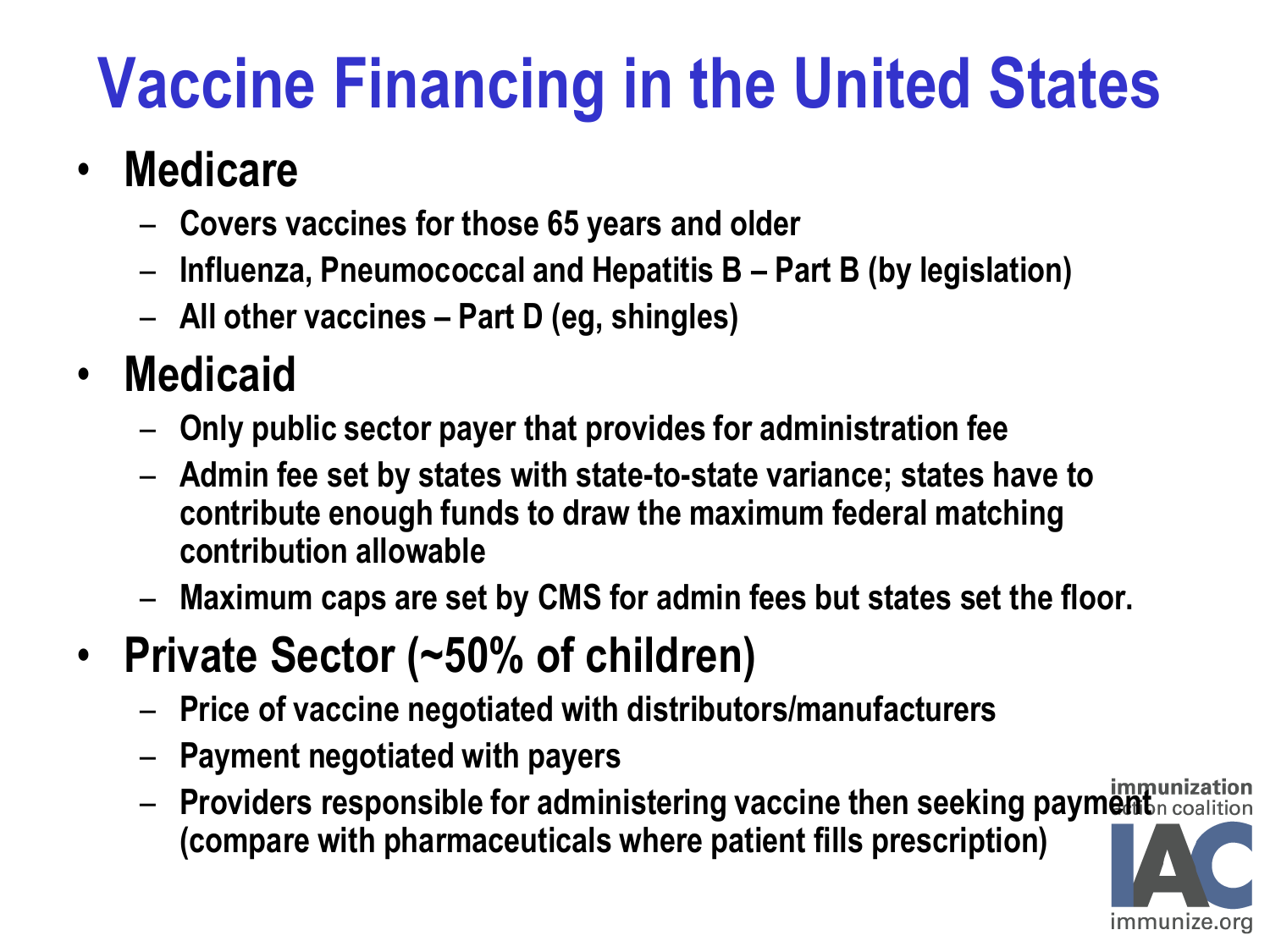# Vaccine Financing in the United States

- **Medicare**
  - Covers vaccines for those 65 years and older
  - Influenza, Pneumococcal and Hepatitis B – Part B (by legislation)
  - All other vaccines – Part D (eg, shingles)
- **Medicaid**
  - Only public sector payer that provides for administration fee
  - Admin fee set by states with state-to-state variance; states have to contribute enough funds to draw the maximum federal matching contribution allowable
  - Maximum caps are set by CMS for admin fees but states set the floor.
- **Private Sector (~50% of children)**
  - Price of vaccine negotiated with distributors/manufacturers
  - Payment negotiated with payers
  - Providers responsible for administering vaccine then seeking payment (compare with pharmaceuticals where patient fills prescription)

immunization action coalition
IAC
immunize.org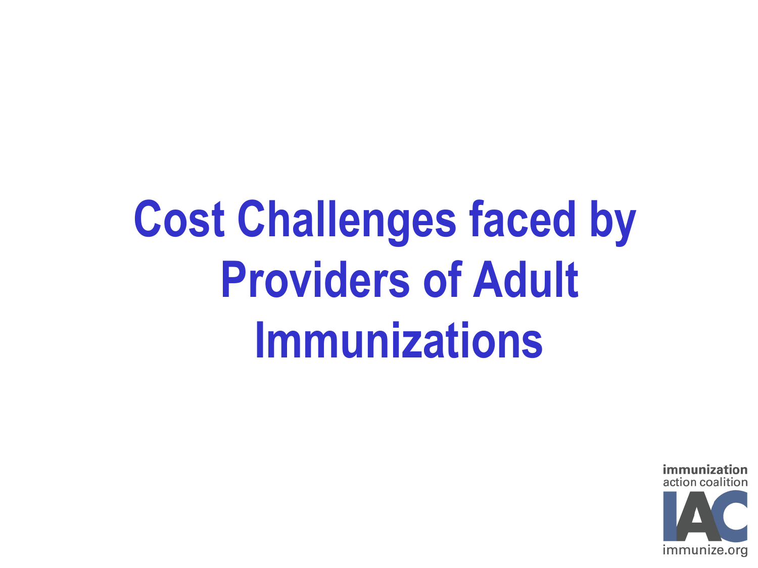# Cost Challenges faced by Providers of Adult Immunizations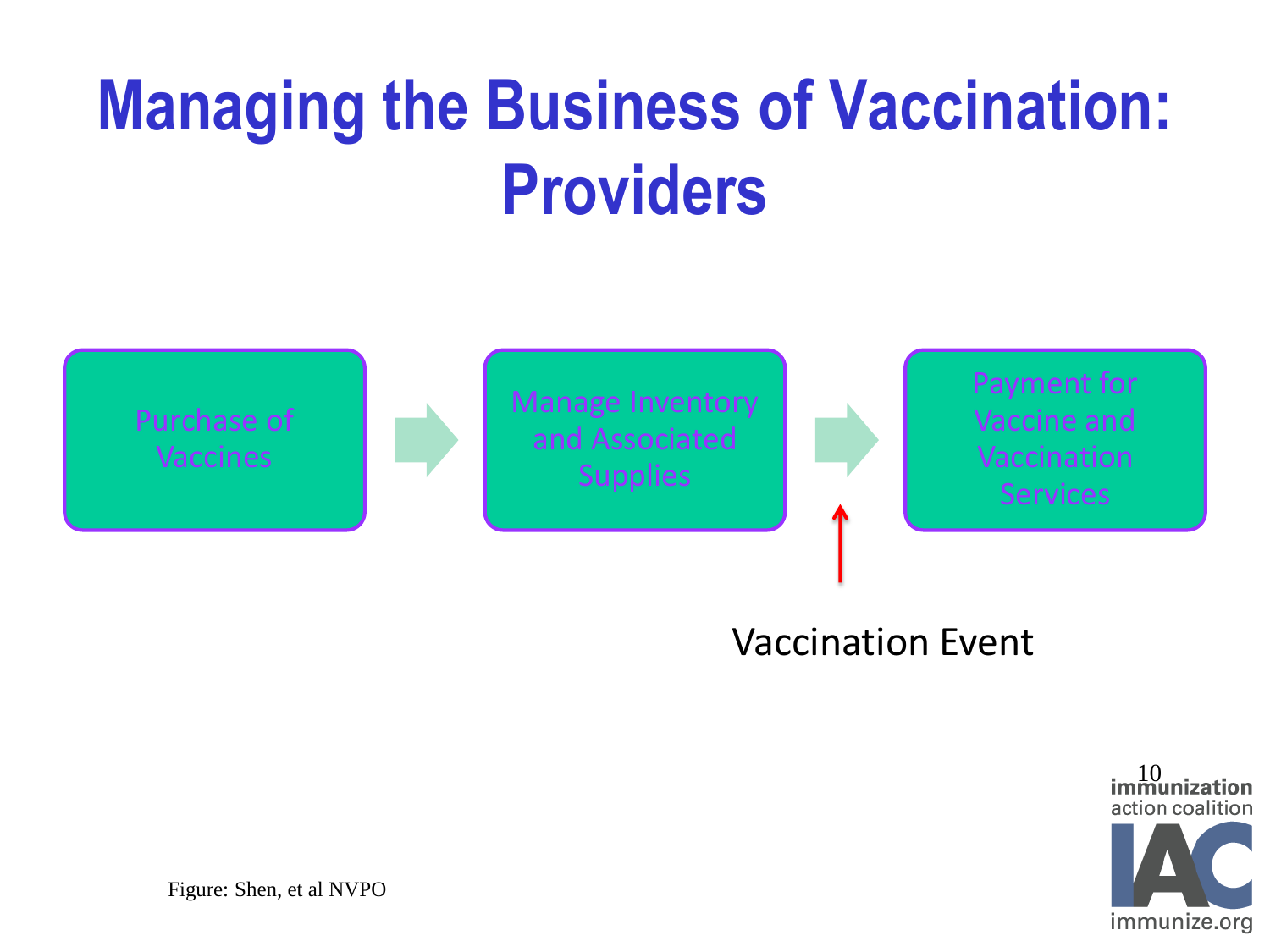# Managing the Business of Vaccination: Providers

Purchase of Vaccines → Manage Inventory and Associated Supplies → Payment for Vaccine and Vaccination Services

Vaccination Event

Figure: Shen, et al NVPO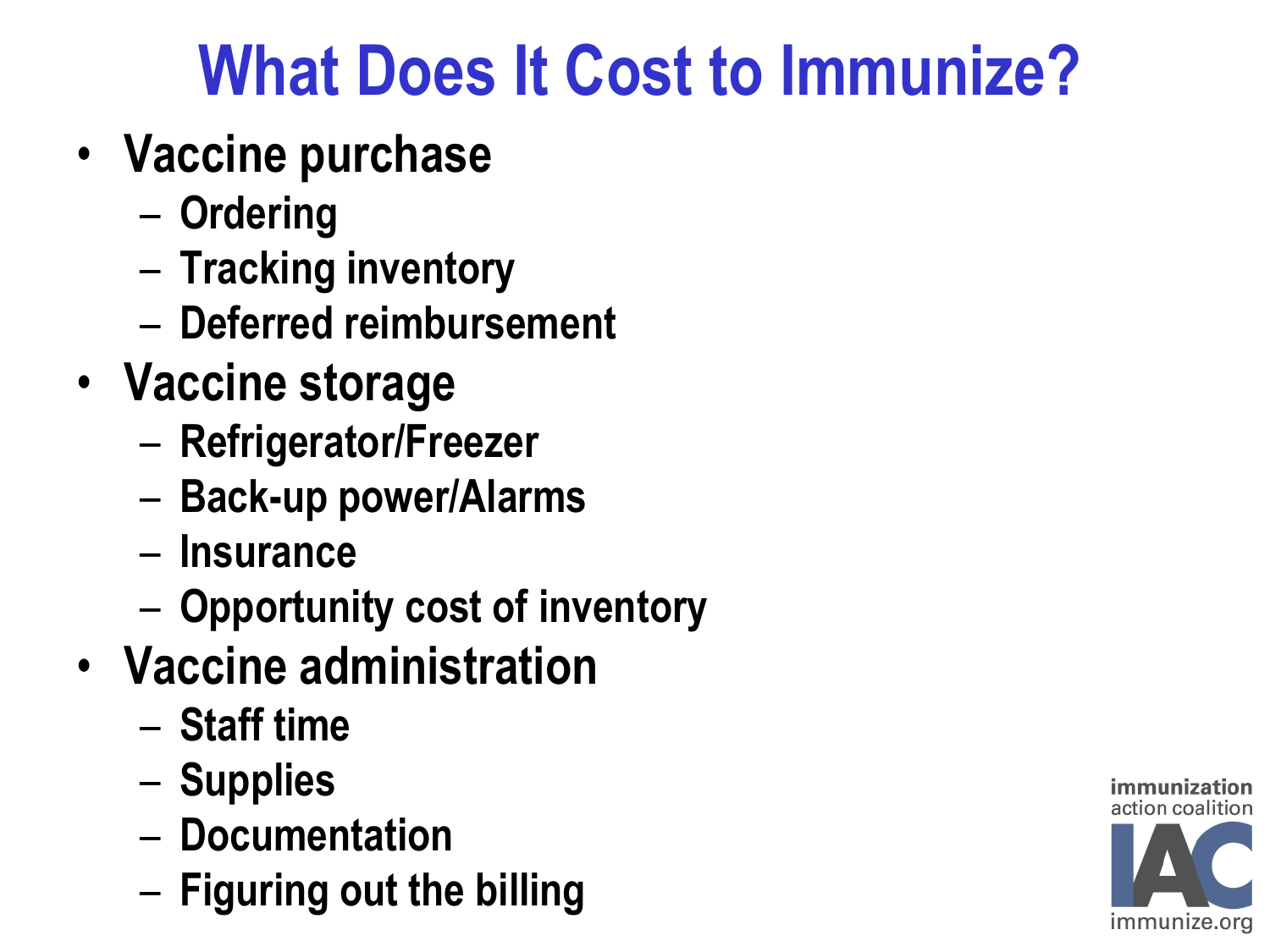# What Does It Cost to Immunize?

- **Vaccine purchase**
  - Ordering
  - Tracking inventory
  - Deferred reimbursement
- **Vaccine storage**
  - Refrigerator/Freezer
  - Back-up power/Alarms
  - Insurance
  - Opportunity cost of inventory
- **Vaccine administration**
  - Staff time
  - Supplies
  - Documentation
  - Figuring out the billing

immunization action coalition
IAC
immunize.org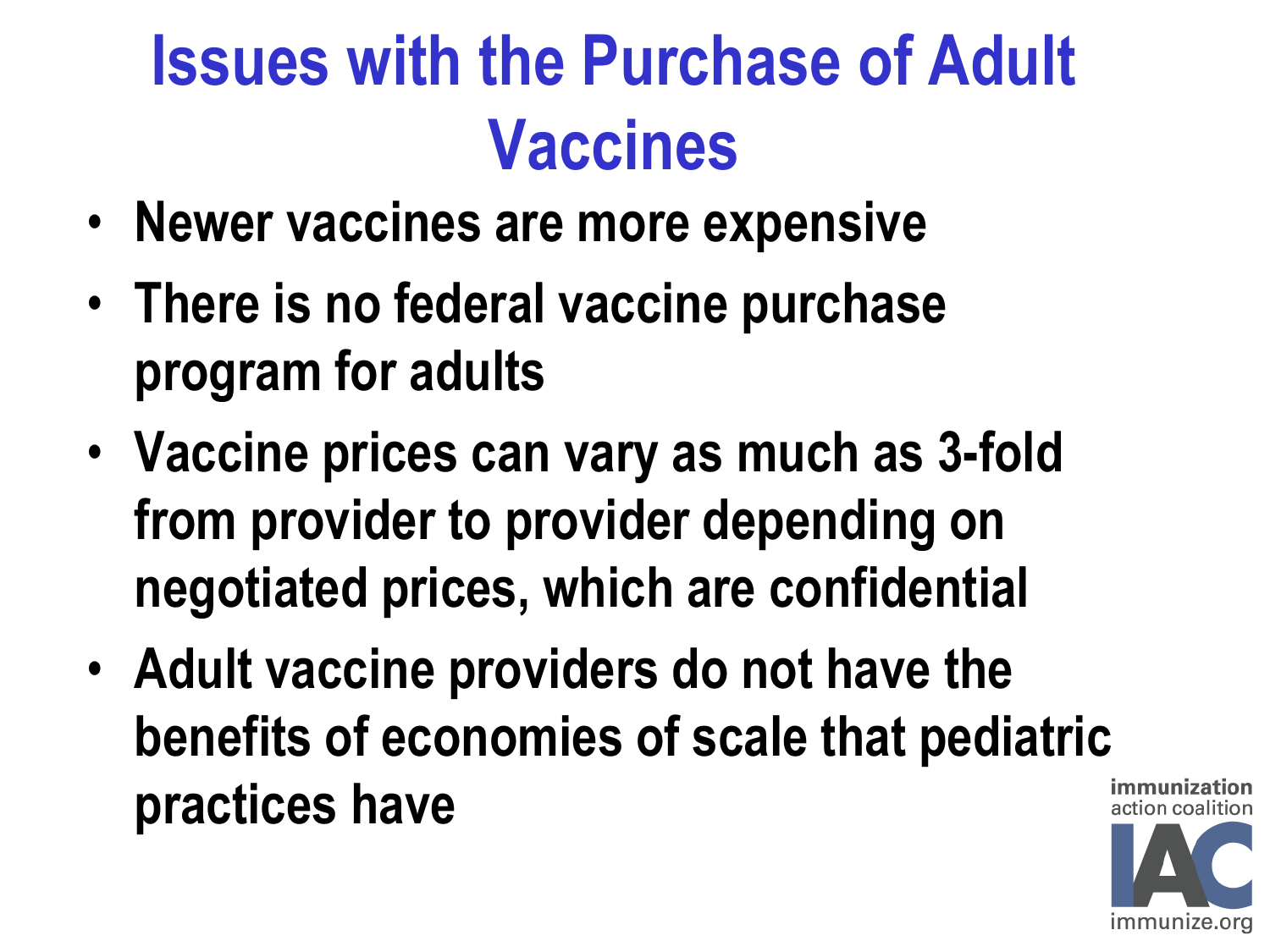# Issues with the Purchase of Adult Vaccines

- Newer vaccines are more expensive
- There is no federal vaccine purchase program for adults
- Vaccine prices can vary as much as 3-fold from provider to provider depending on negotiated prices, which are confidential
- Adult vaccine providers do not have the benefits of economies of scale that pediatric practices have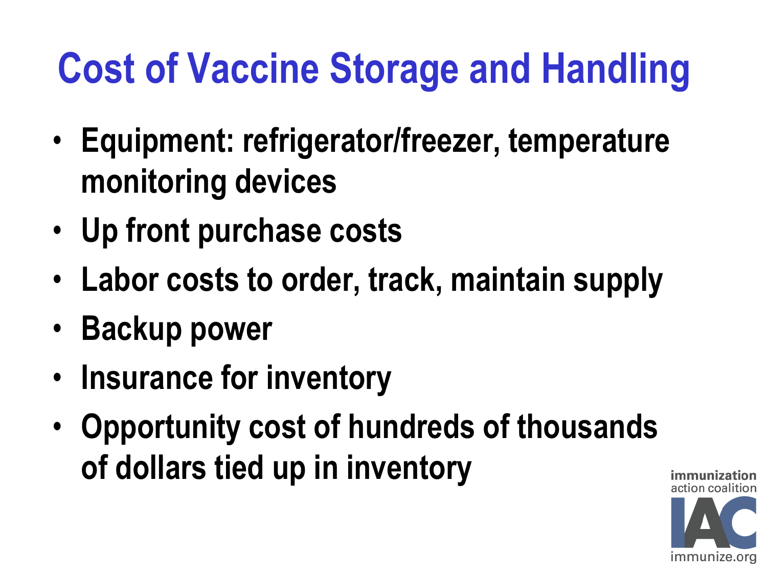# Cost of Vaccine Storage and Handling

- Equipment: refrigerator/freezer, temperature monitoring devices
- Up front purchase costs
- Labor costs to order, track, maintain supply
- Backup power
- Insurance for inventory
- Opportunity cost of hundreds of thousands of dollars tied up in inventory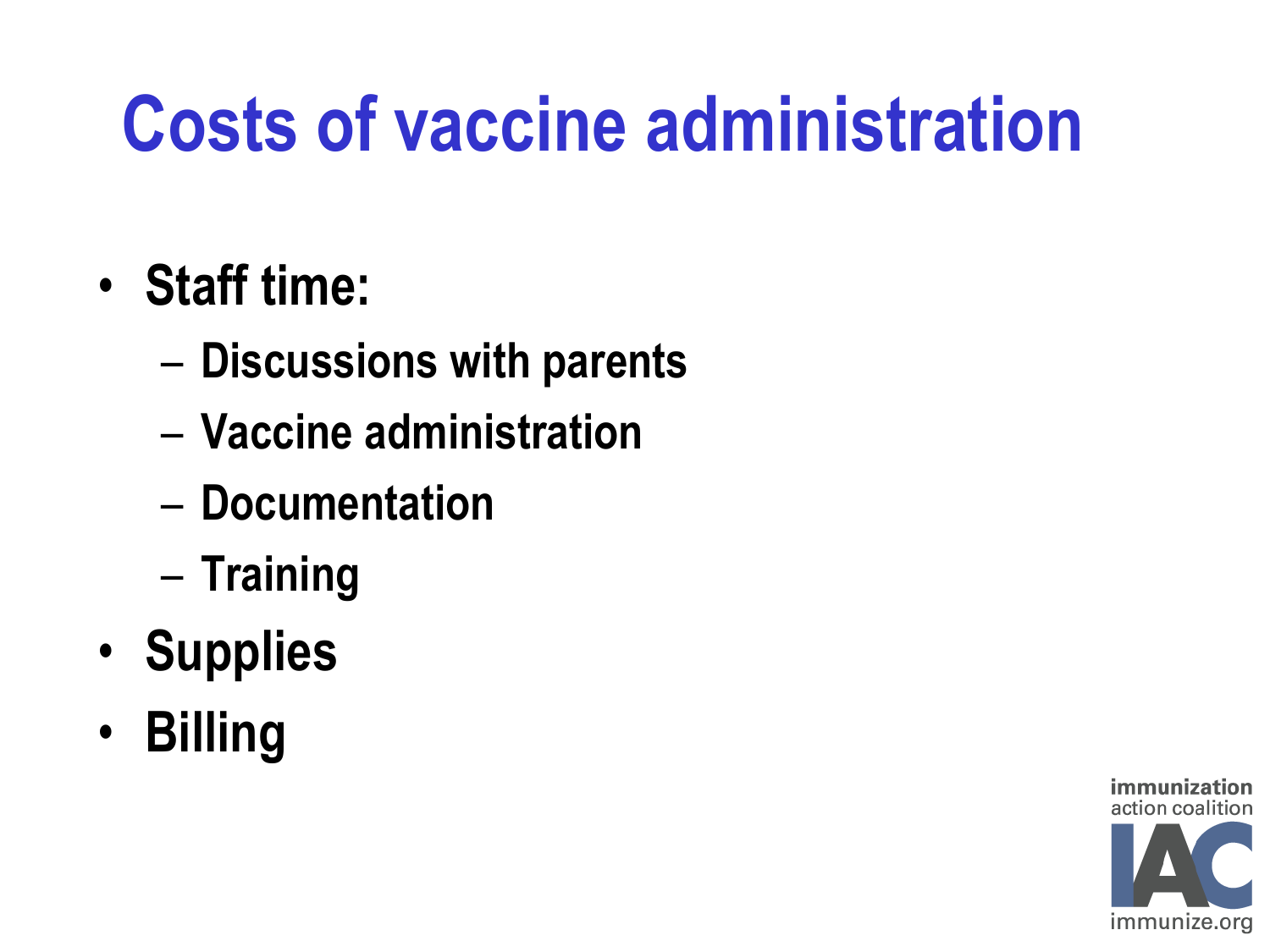# Costs of vaccine administration

- **Staff time:**
  - **Discussions with parents**
  - **Vaccine administration**
  - **Documentation**
  - **Training**
- **Supplies**
- **Billing**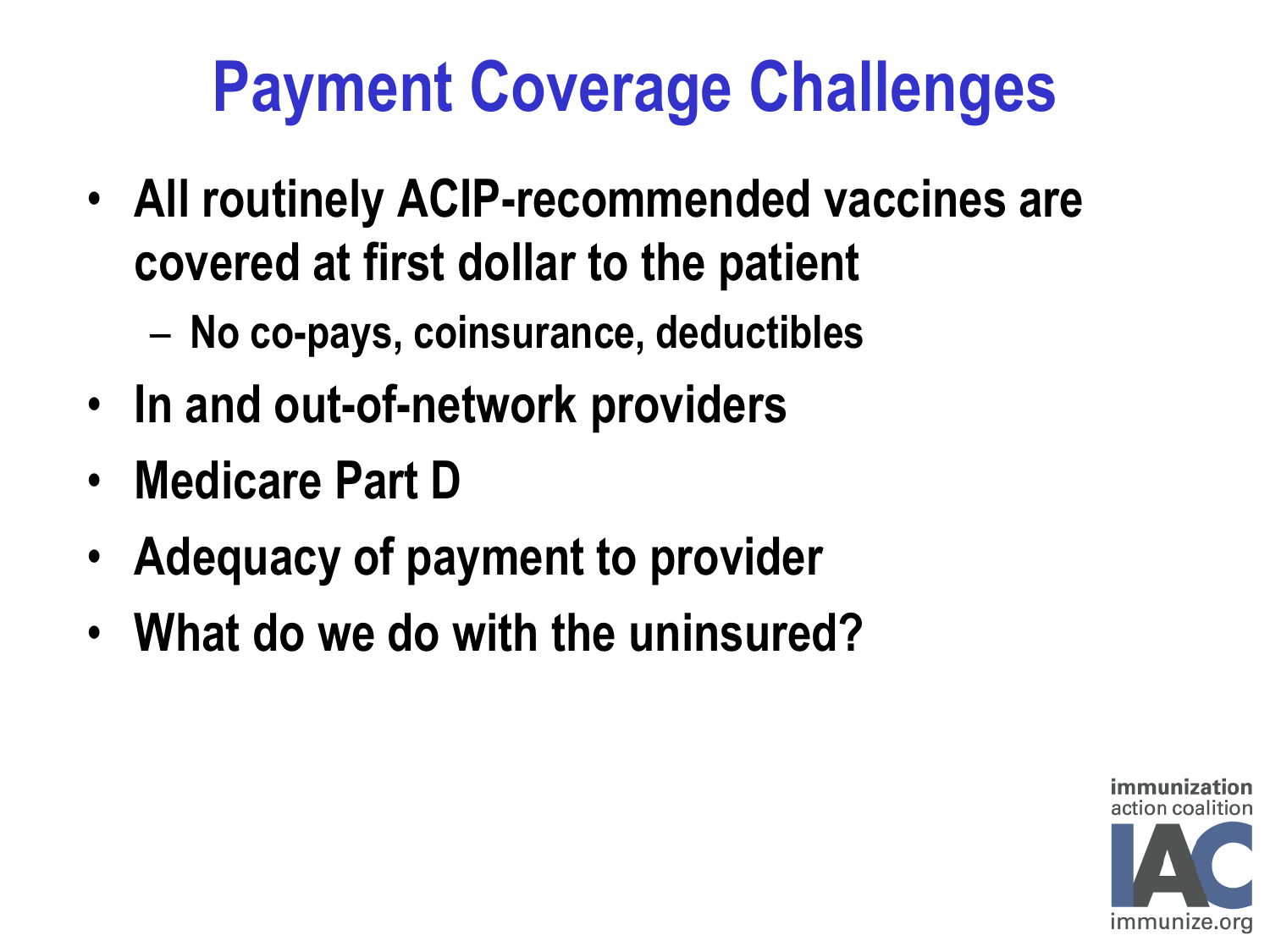# Payment Coverage Challenges

- All routinely ACIP-recommended vaccines are covered at first dollar to the patient
  - No co-pays, coinsurance, deductibles
- In and out-of-network providers
- Medicare Part D
- Adequacy of payment to provider
- What do we do with the uninsured?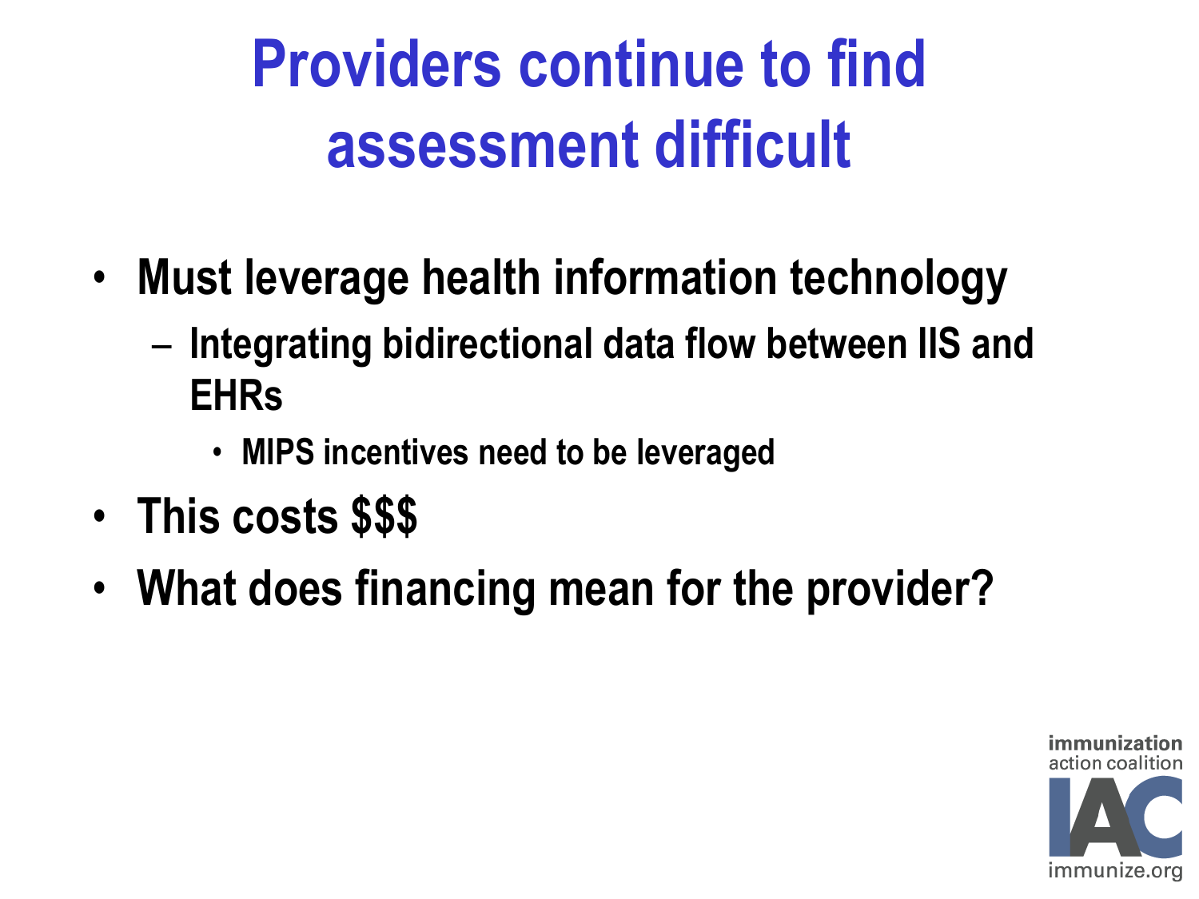# Providers continue to find assessment difficult

- **Must leverage health information technology**
  - **Integrating bidirectional data flow between IIS and EHRs**
    - **MIPS incentives need to be leveraged**
- **This costs $$$**
- **What does financing mean for the provider?**

immunization action coalition IAC immunize.org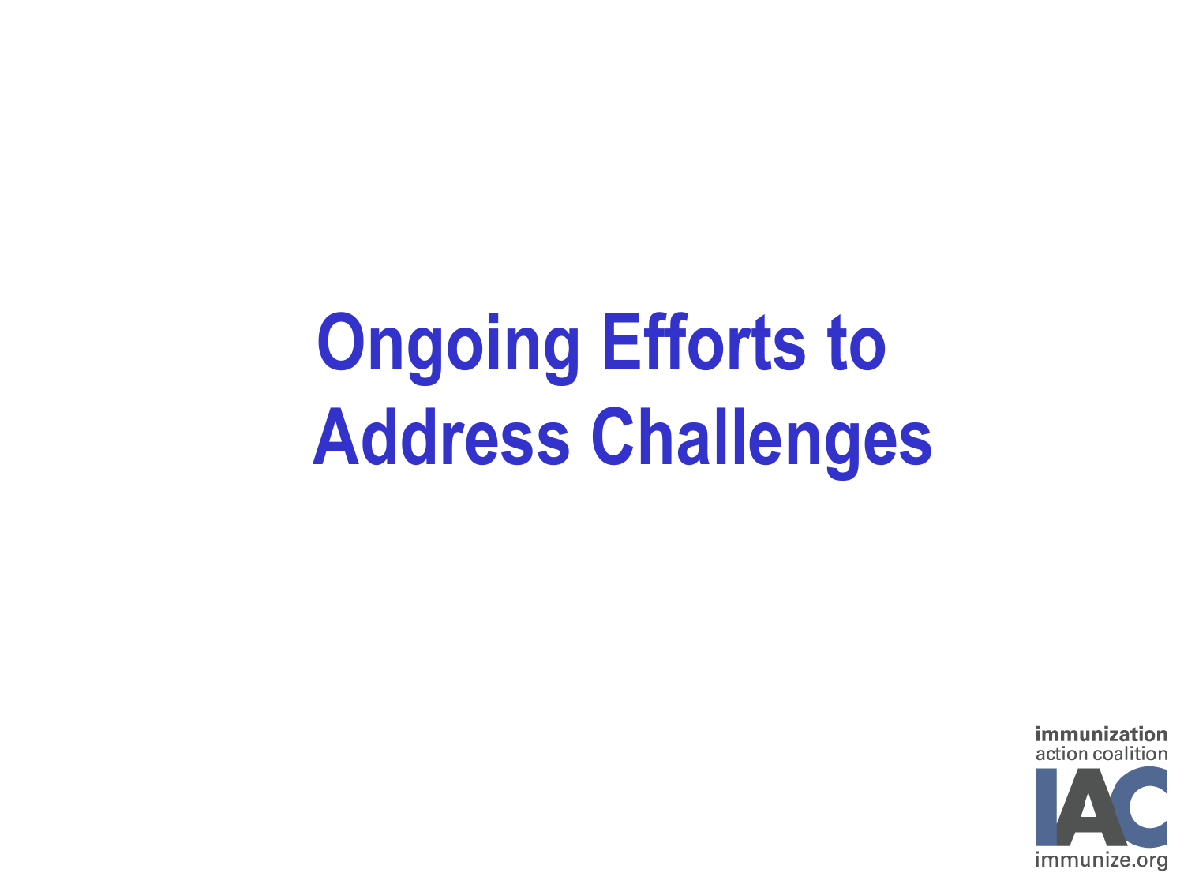# Ongoing Efforts to Address Challenges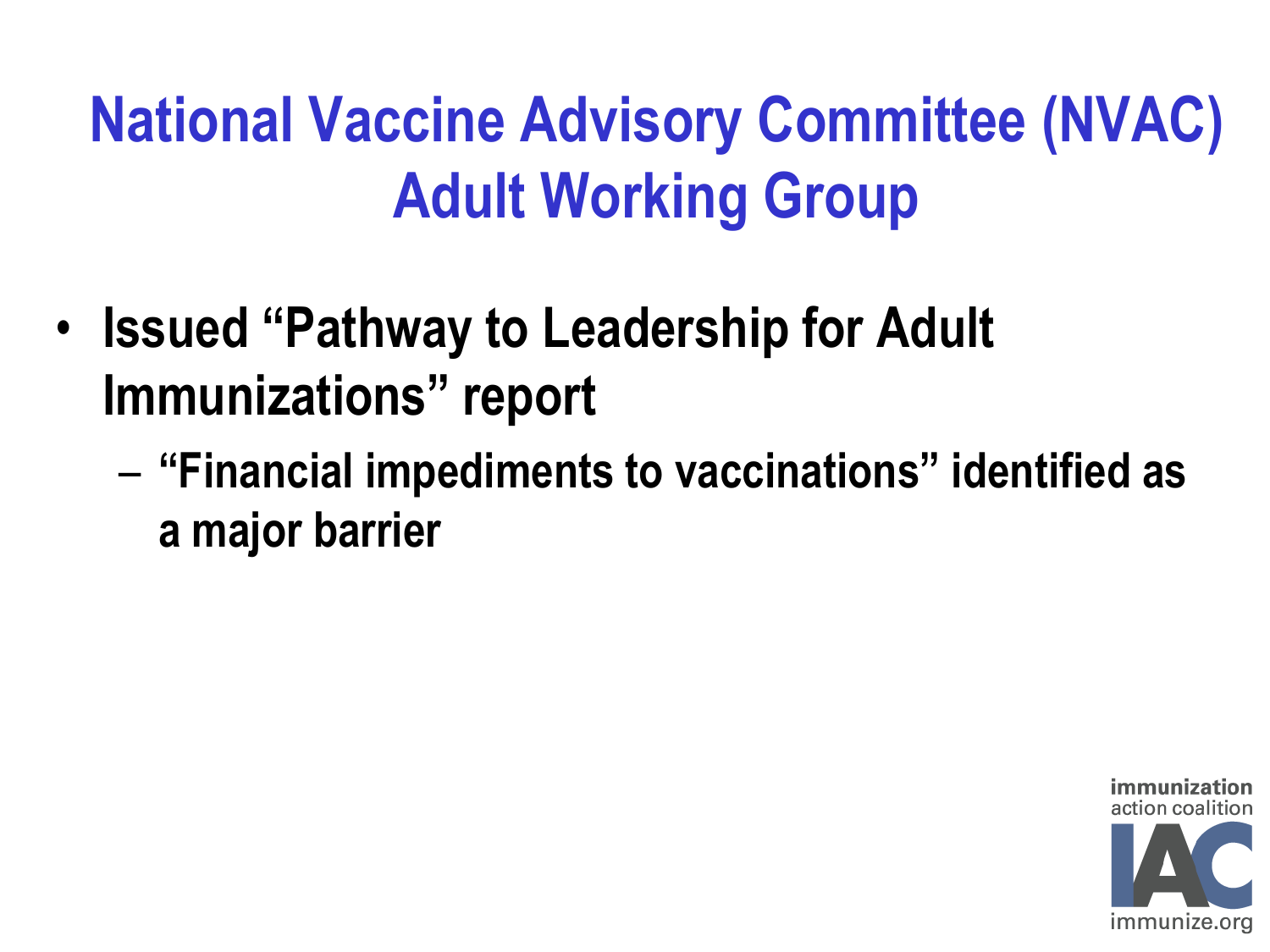# National Vaccine Advisory Committee (NVAC) Adult Working Group

- Issued "Pathway to Leadership for Adult Immunizations" report
  - "Financial impediments to vaccinations" identified as a major barrier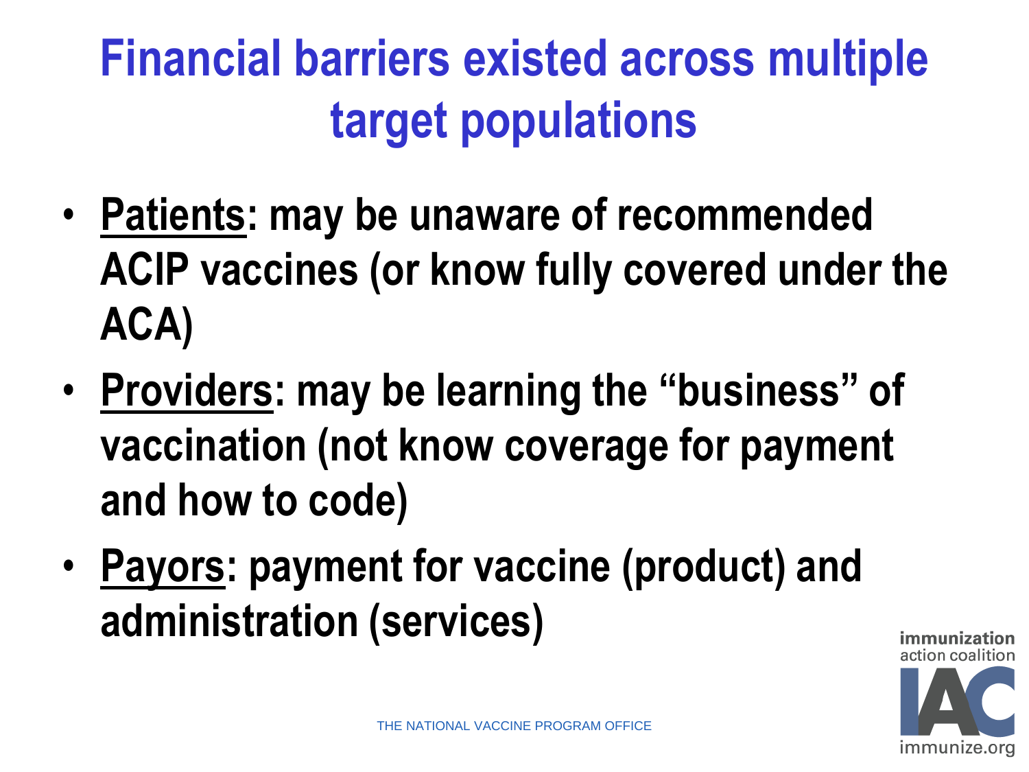# Financial barriers existed across multiple target populations

- **Patients: may be unaware of recommended ACIP vaccines (or know fully covered under the ACA)**
- **Providers: may be learning the "business" of vaccination (not know coverage for payment and how to code)**
- **Payors: payment for vaccine (product) and administration (services)**

THE NATIONAL VACCINE PROGRAM OFFICE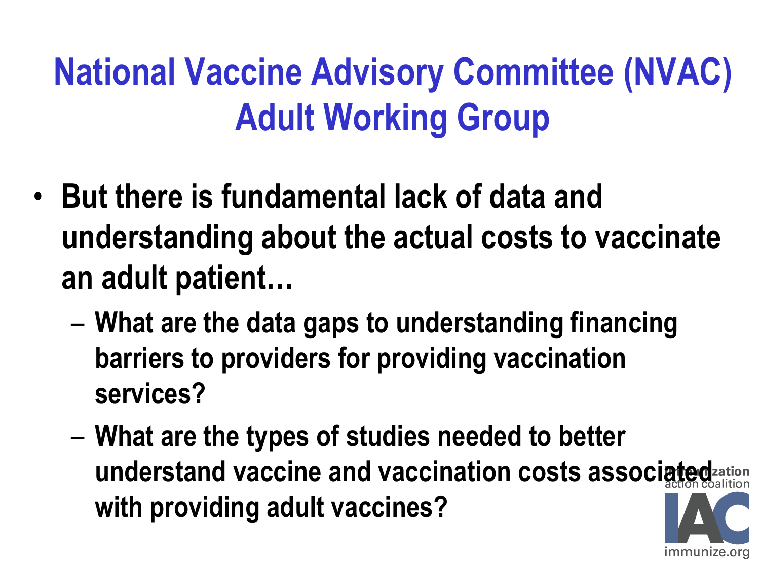# National Vaccine Advisory Committee (NVAC) Adult Working Group

- But there is fundamental lack of data and understanding about the actual costs to vaccinate an adult patient…
  - What are the data gaps to understanding financing barriers to providers for providing vaccination services?
  - What are the types of studies needed to better understand vaccine and vaccination costs associated with providing adult vaccines?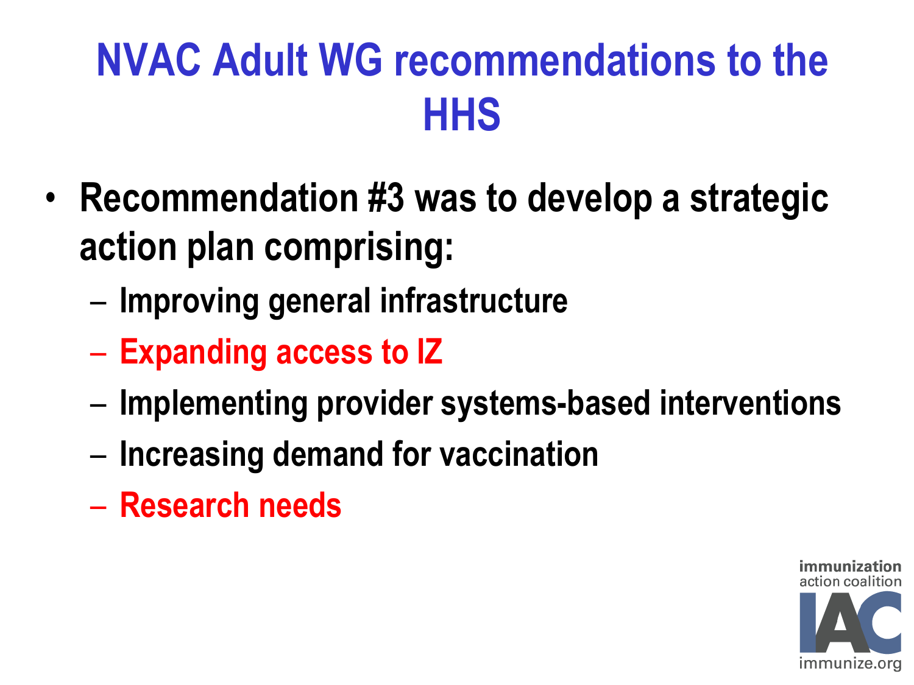# NVAC Adult WG recommendations to the HHS

- **Recommendation #3 was to develop a strategic action plan comprising:**
  - **Improving general infrastructure**
  - **Expanding access to IZ**
  - **Implementing provider systems-based interventions**
  - **Increasing demand for vaccination**
  - **Research needs**

immunization action coalition
IAC
immunize.org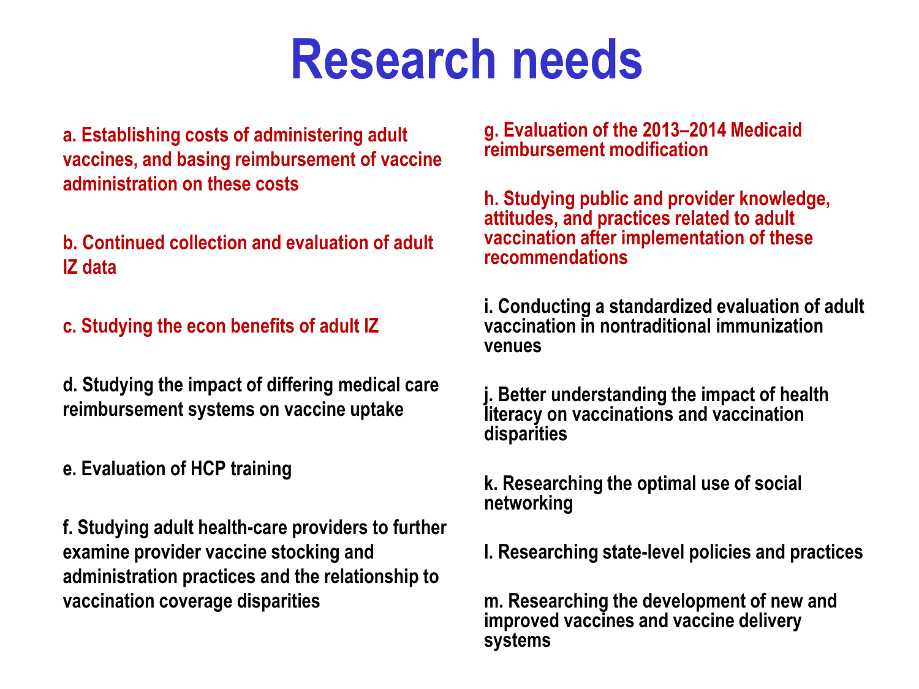# Research needs

a. Establishing costs of administering adult vaccines, and basing reimbursement of vaccine administration on these costs

b. Continued collection and evaluation of adult IZ data

c. Studying the econ benefits of adult IZ

d. Studying the impact of differing medical care reimbursement systems on vaccine uptake

e. Evaluation of HCP training

f. Studying adult health-care providers to further examine provider vaccine stocking and administration practices and the relationship to vaccination coverage disparities

g. Evaluation of the 2013–2014 Medicaid reimbursement modification

h. Studying public and provider knowledge, attitudes, and practices related to adult vaccination after implementation of these recommendations

i. Conducting a standardized evaluation of adult vaccination in nontraditional immunization venues

j. Better understanding the impact of health literacy on vaccinations and vaccination disparities

k. Researching the optimal use of social networking

l. Researching state-level policies and practices

m. Researching the development of new and improved vaccines and vaccine delivery systems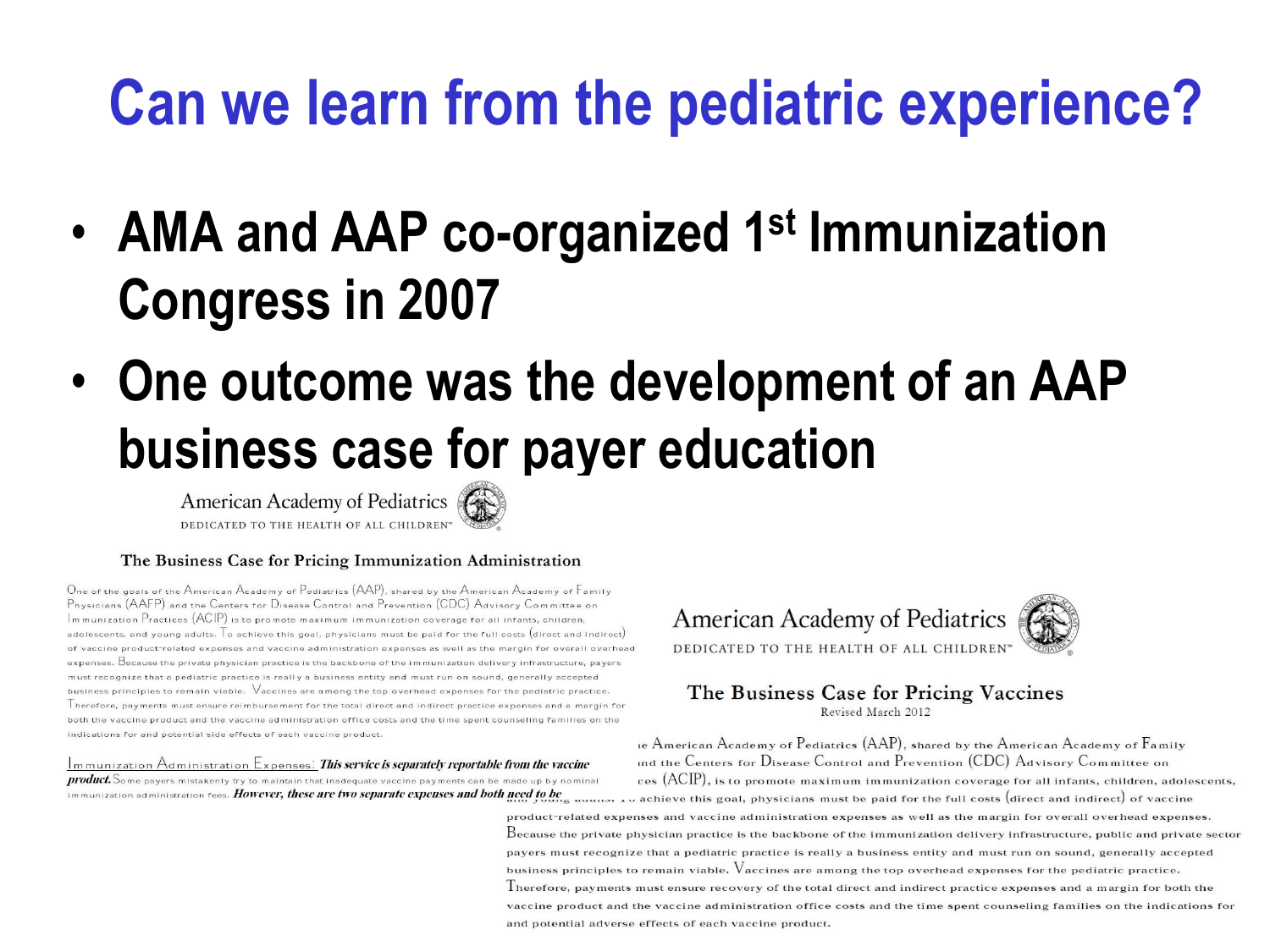# Can we learn from the pediatric experience?

- **AMA and AAP co-organized 1st Immunization Congress in 2007**
- **One outcome was the development of an AAP business case for payer education**

American Academy of Pediatrics
DEDICATED TO THE HEALTH OF ALL CHILDREN™

**The Business Case for Pricing Immunization Administration**

One of the goals of the American Academy of Pediatrics (AAP), shared by the American Academy of Family Physicians (AAFP) and the Centers for Disease Control and Prevention (CDC) Advisory Committee on Immunization Practices (ACIP) is to promote maximum immunization coverage for all infants, children, adolescents, and young adults. To achieve this goal, physicians must be paid for the full costs (direct and indirect) of vaccine product-related expenses and vaccine administration expenses as well as the margin for overall overhead expenses. Because the private physician practice is the backbone of the immunization delivery infrastructure, payers must recognize that a pediatric practice is really a business entity and must run on sound, generally accepted business principles to remain viable. Vaccines are among the top overhead expenses for the pediatric practice. Therefore, payments must ensure reimbursement for the total direct and indirect practice expenses and a margin for both the vaccine product and the vaccine administration office costs and the time spent counseling families on the indications for and potential side effects of each vaccine product.

Immunization Administration Expenses: ***This service is separately reportable from the vaccine product.*** Some payers mistakenly try to maintain that inadequate vaccine payments can be made up by nominal immunization administration fees. ***However, these are two separate expenses and both need to be***

American Academy of Pediatrics
DEDICATED TO THE HEALTH OF ALL CHILDREN™

**The Business Case for Pricing Vaccines**

Revised March 2012

...e American Academy of Pediatrics (AAP), shared by the American Academy of Family ...nd the Centers for Disease Control and Prevention (CDC) Advisory Committee on ...ces (ACIP), is to promote maximum immunization coverage for all infants, children, adolescents, and young adults. To achieve this goal, physicians must be paid for the full costs (direct and indirect) of vaccine product-related expenses and vaccine administration expenses as well as the margin for overall overhead expenses. Because the private physician practice is the backbone of the immunization delivery infrastructure, public and private sector payers must recognize that a pediatric practice is really a business entity and must run on sound, generally accepted business principles to remain viable. Vaccines are among the top overhead expenses for the pediatric practice. Therefore, payments must ensure recovery of the total direct and indirect practice expenses and a margin for both the vaccine product and the vaccine administration office costs and the time spent counseling families on the indications for and potential adverse effects of each vaccine product.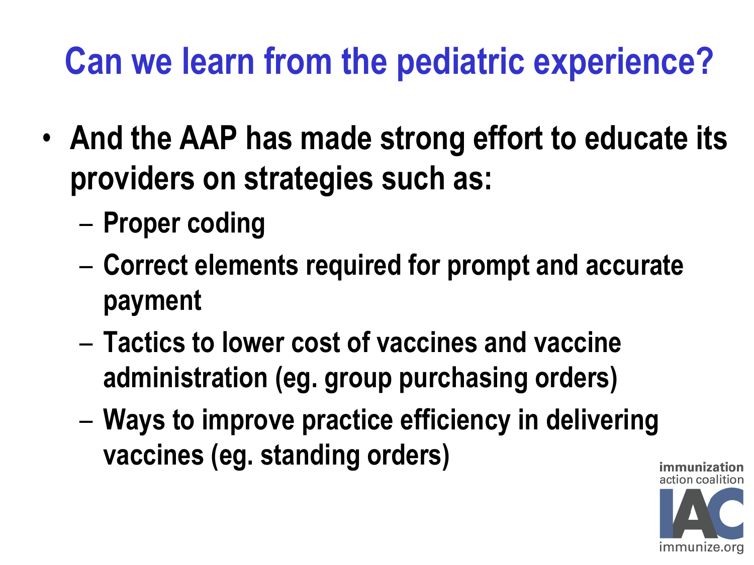# Can we learn from the pediatric experience?

- **And the AAP has made strong effort to educate its providers on strategies such as:**
  - **Proper coding**
  - **Correct elements required for prompt and accurate payment**
  - **Tactics to lower cost of vaccines and vaccine administration (eg. group purchasing orders)**
  - **Ways to improve practice efficiency in delivering vaccines (eg. standing orders)**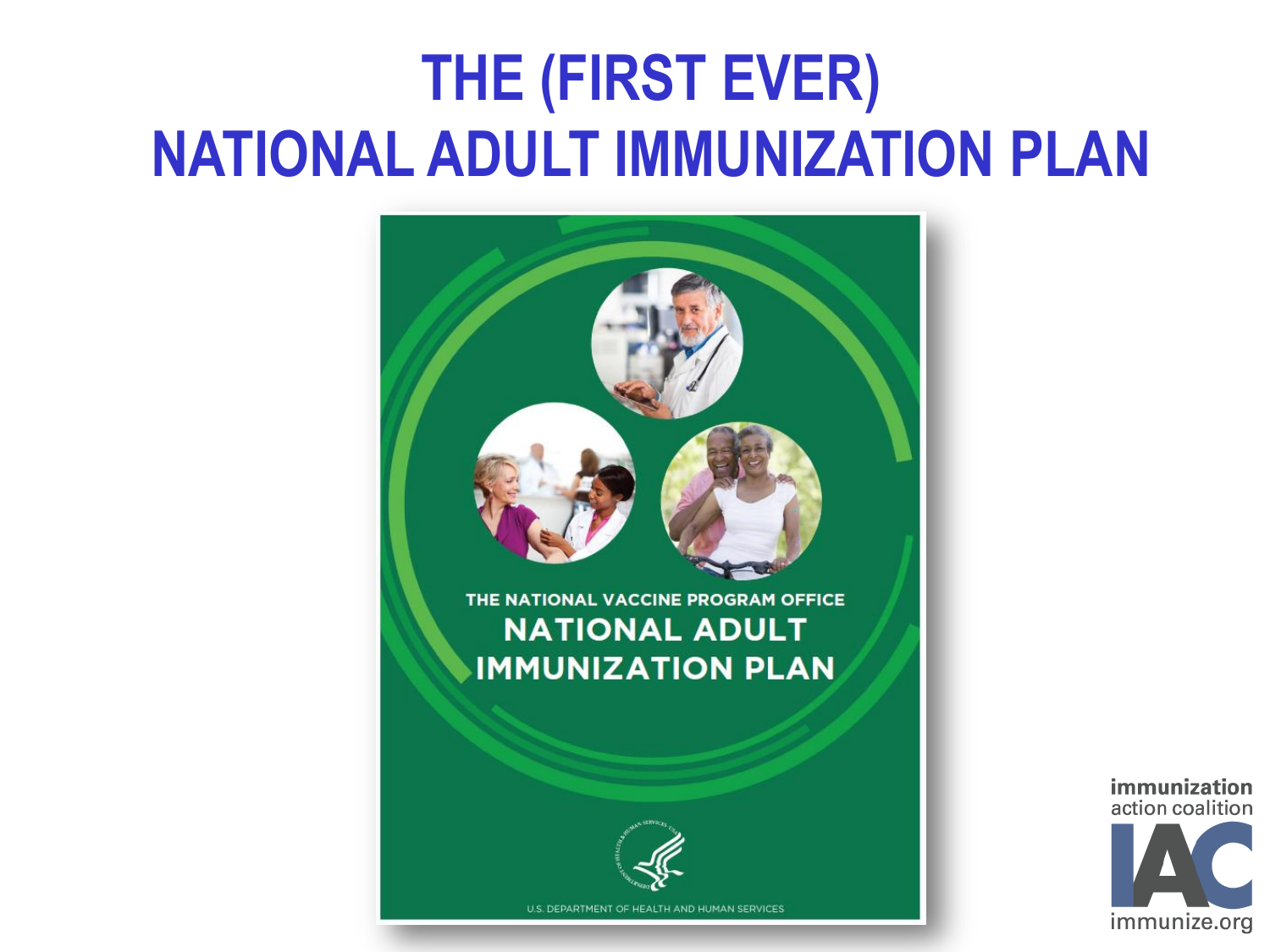# THE (FIRST EVER) NATIONAL ADULT IMMUNIZATION PLAN

THE NATIONAL VACCINE PROGRAM OFFICE

NATIONAL ADULT IMMUNIZATION PLAN

U.S. DEPARTMENT OF HEALTH AND HUMAN SERVICES

immunization action coalition

IAC

immunize.org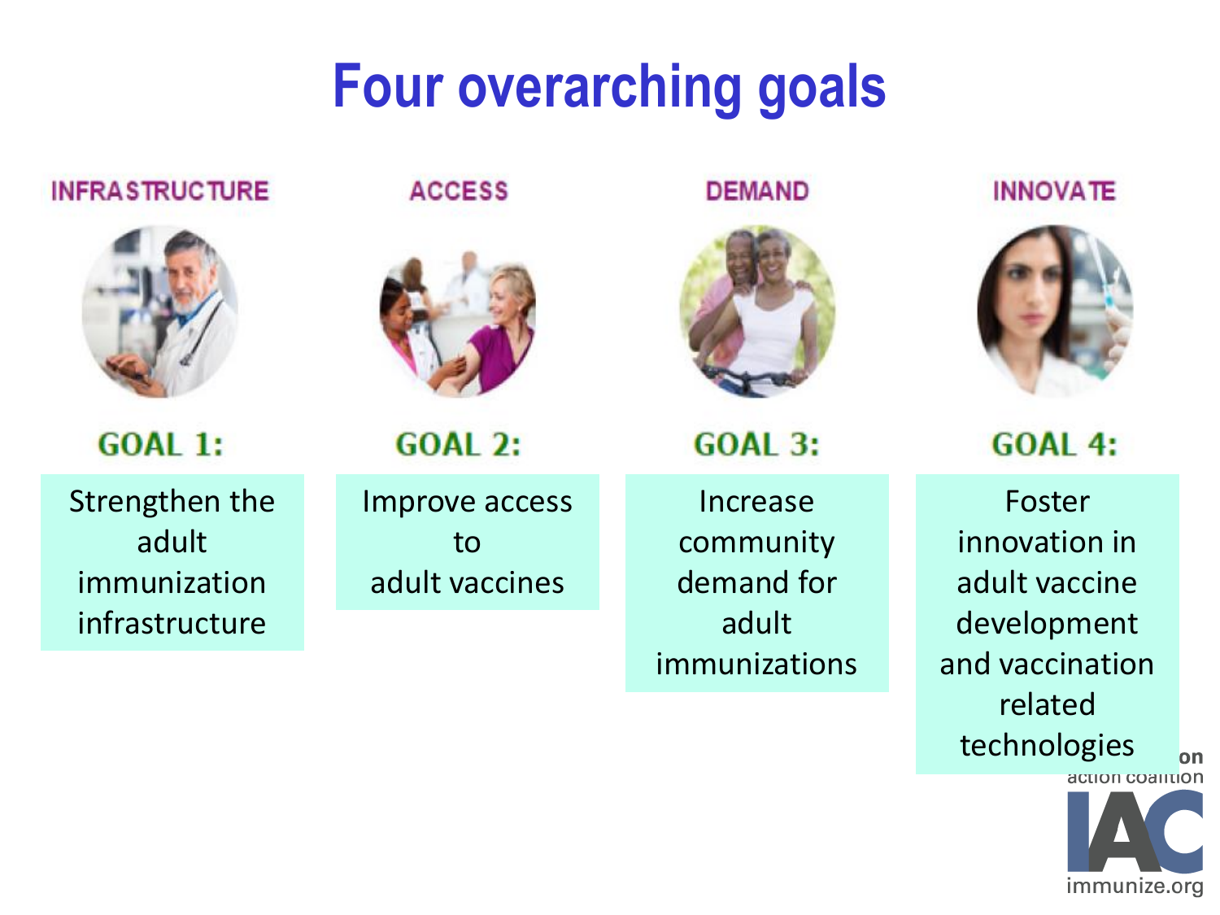# Four overarching goals

| INFRASTRUCTURE | ACCESS | DEMAND | INNOVATE |
|---|---|---|---|
| **GOAL 1:** | **GOAL 2:** | **GOAL 3:** | **GOAL 4:** |
| Strengthen the adult immunization infrastructure | Improve access to adult vaccines | Increase community demand for adult immunizations | Foster innovation in adult vaccine development and vaccination related technologies |

immunization action coalition

IAC

immunize.org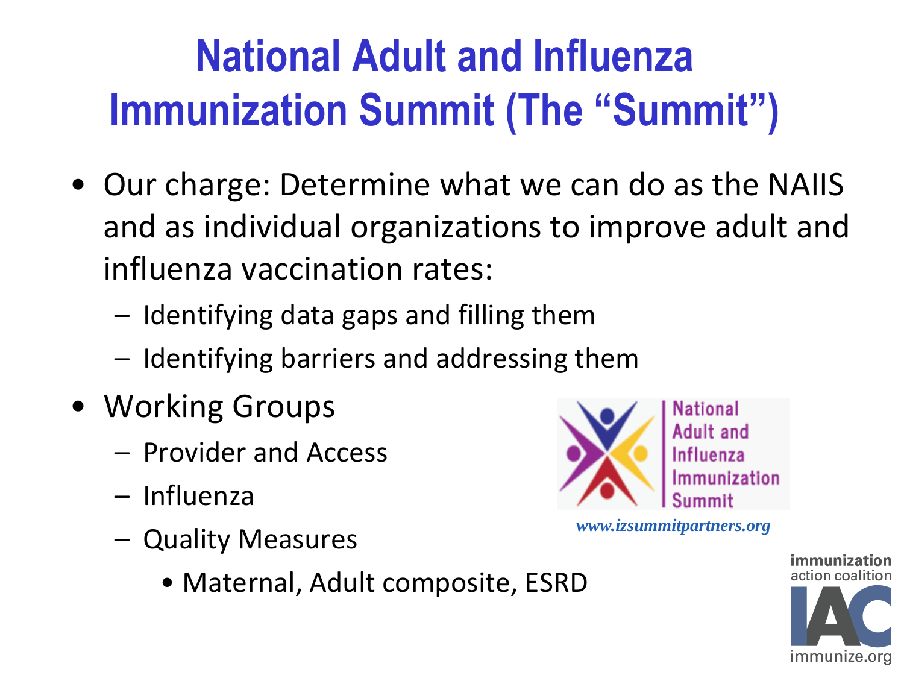# National Adult and Influenza Immunization Summit (The "Summit")

- Our charge: Determine what we can do as the NAIIS and as individual organizations to improve adult and influenza vaccination rates:
  - Identifying data gaps and filling them
  - Identifying barriers and addressing them
- Working Groups
  - Provider and Access
  - Influenza
  - Quality Measures
    - Maternal, Adult composite, ESRD

National Adult and Influenza Immunization Summit

*www.izsummitpartners.org*

immunization action coalition IAC immunize.org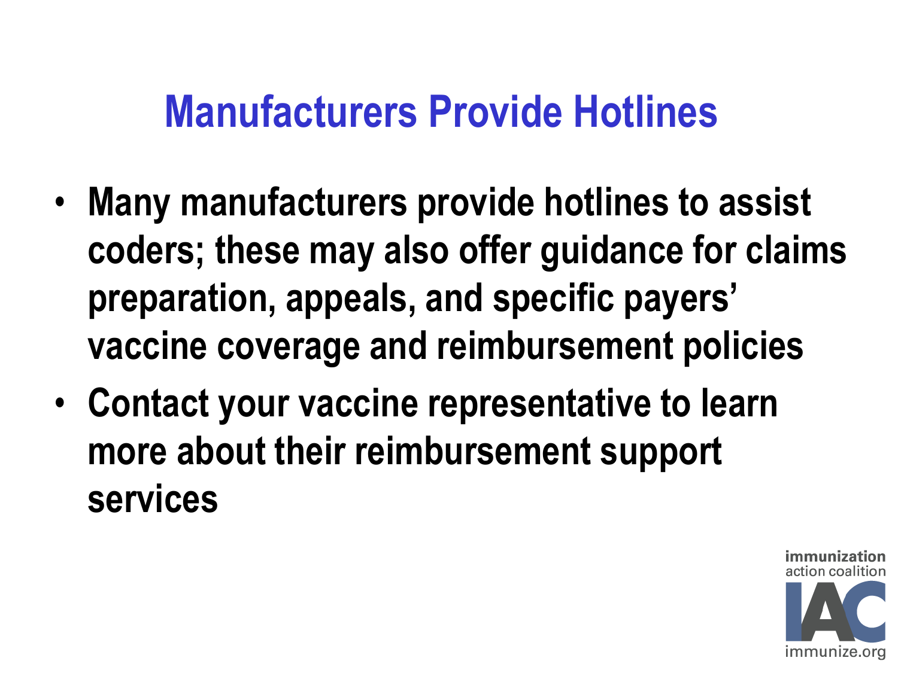# Manufacturers Provide Hotlines

- Many manufacturers provide hotlines to assist coders; these may also offer guidance for claims preparation, appeals, and specific payers' vaccine coverage and reimbursement policies
- Contact your vaccine representative to learn more about their reimbursement support services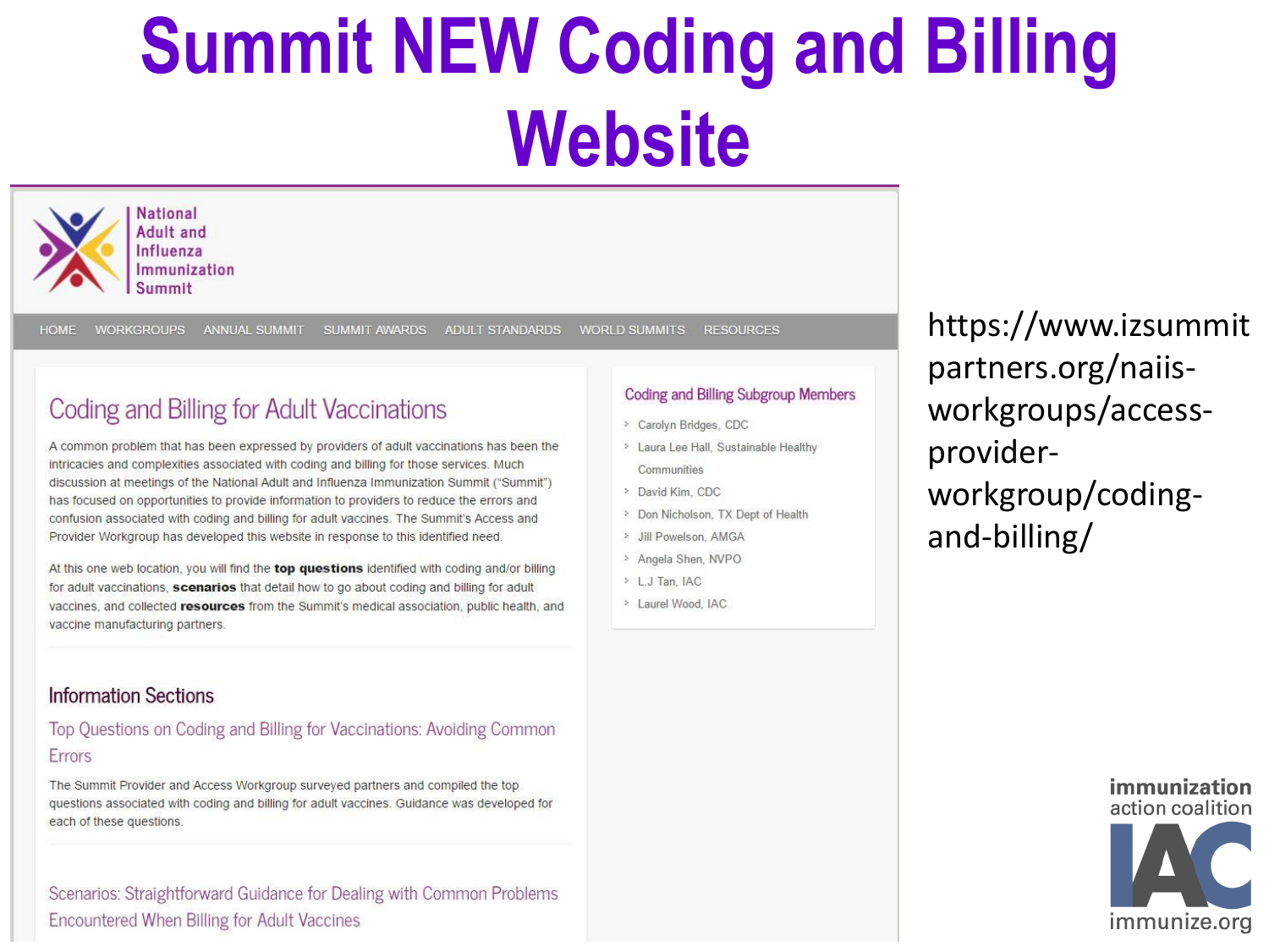# Summit NEW Coding and Billing Website

National Adult and Influenza Immunization Summit

HOME | WORKGROUPS | ANNUAL SUMMIT | SUMMIT AWARDS | ADULT STANDARDS | WORLD SUMMITS | RESOURCES

## Coding and Billing for Adult Vaccinations

A common problem that has been expressed by providers of adult vaccinations has been the intricacies and complexities associated with coding and billing for those services. Much discussion at meetings of the National Adult and Influenza Immunization Summit ("Summit") has focused on opportunities to provide information to providers to reduce the errors and confusion associated with coding and billing for adult vaccines. The Summit's Access and Provider Workgroup has developed this website in response to this identified need.

At this one web location, you will find the **top questions** identified with coding and/or billing for adult vaccinations, **scenarios** that detail how to go about coding and billing for adult vaccines, and collected **resources** from the Summit's medical association, public health, and vaccine manufacturing partners.

### Information Sections

#### Top Questions on Coding and Billing for Vaccinations: Avoiding Common Errors

The Summit Provider and Access Workgroup surveyed partners and compiled the top questions associated with coding and billing for adult vaccines. Guidance was developed for each of these questions.

#### Scenarios: Straightforward Guidance for Dealing with Common Problems Encountered When Billing for Adult Vaccines

### Coding and Billing Subgroup Members

- Carolyn Bridges, CDC
- Laura Lee Hall, Sustainable Healthy Communities
- David Kim, CDC
- Don Nicholson, TX Dept of Health
- Jill Powelson, AMGA
- Angela Shen, NVPO
- L.J Tan, IAC
- Laurel Wood, IAC

https://www.izsummitpartners.org/naiis-workgroups/access-provider-workgroup/coding-and-billing/

immunization action coalition IAC immunize.org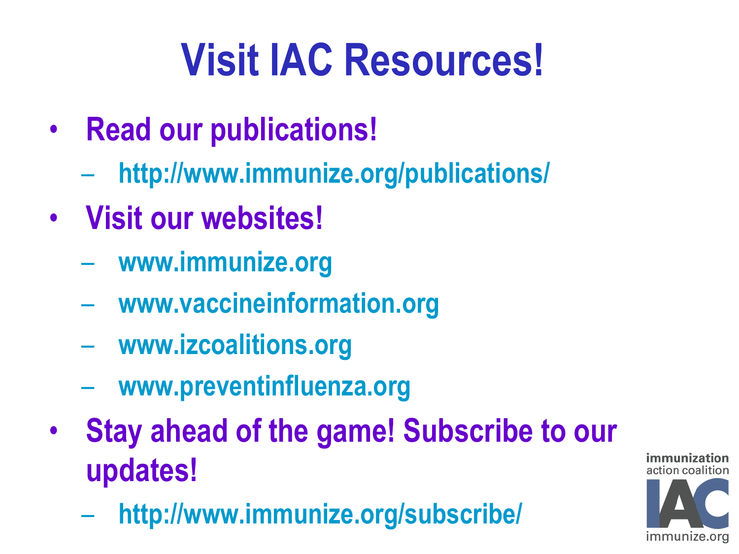# Visit IAC Resources!

- Read our publications!
  - http://www.immunize.org/publications/
- Visit our websites!
  - www.immunize.org
  - www.vaccineinformation.org
  - www.izcoalitions.org
  - www.preventinfluenza.org
- Stay ahead of the game! Subscribe to our updates!
  - http://www.immunize.org/subscribe/

immunization action coalition
IAC
immunize.org